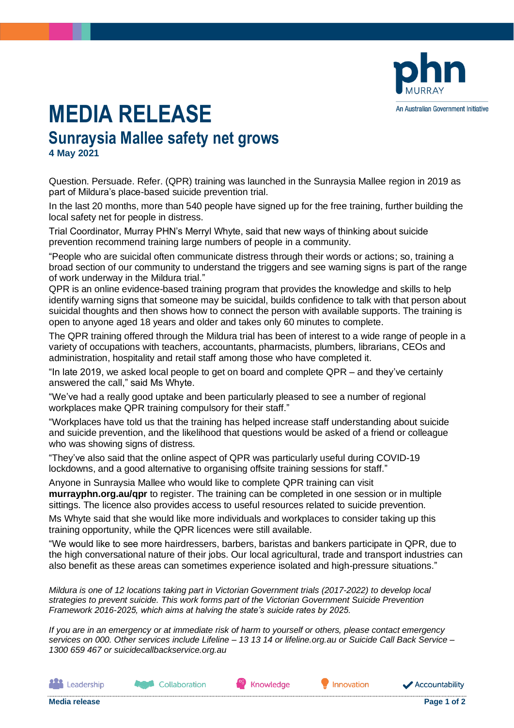# MEDIA RELEASE

## Sunraysia Mallee safety net grows

**4 May 2021**

Question. Persuade. Refer. (QPR) training was launched in the Sunraysia Mallee region in 2019 as part of Mildura's place-based suicide prevention trial.

In the last 20 months, more than 540 people have signed up for the free training, further building the local safety net for people in distress.

Trial Coordinator, Murray PHN's Merryl Whyte, said that new ways of thinking about suicide prevention recommend training large numbers of people in a community.

"People who are suicidal often communicate distress through their words or actions; so, training a broad section of our community to understand the triggers and see warning signs is part of the range of work underway in the Mildura trial."

QPR is an online evidence-based training program that provides the knowledge and skills to help identify warning signs that someone may be suicidal, builds confidence to talk with that person about suicidal thoughts and then shows how to connect the person with available supports. The training is open to anyone aged 18 years and older and takes only 60 minutes to complete.

The QPR training offered through the Mildura trial has been of interest to a wide range of people in a variety of occupations with teachers, accountants, pharmacists, plumbers, librarians, CEOs and administration, hospitality and retail staff among those who have completed it.

"In late 2019, we asked local people to get on board and complete QPR – and they've certainly answered the call," said Ms Whyte.

"We've had a really good uptake and been particularly pleased to see a number of regional workplaces make QPR training compulsory for their staff."

"Workplaces have told us that the training has helped increase staff understanding about suicide and suicide prevention, and the likelihood that questions would be asked of a friend or colleague who was showing signs of distress.

"They've also said that the online aspect of QPR was particularly useful during COVID-19 lockdowns, and a good alternative to organising offsite training sessions for staff."

Anyone in Sunraysia Mallee who would like to complete QPR training can visit **murrayphn.org.au/qpr** to register. The training can be completed in one session or in multiple sittings. The licence also provides access to useful resources related to suicide prevention.

Ms Whyte said that she would like more individuals and workplaces to consider taking up this training opportunity, while the QPR licences were still available.

"We would like to see more hairdressers, barbers, baristas and bankers participate in QPR, due to the high conversational nature of their jobs. Our local agricultural, trade and transport industries can also benefit as these areas can sometimes experience isolated and high-pressure situations."

*Mildura is one of 12 locations taking part in Victorian Government trials (2017-2022) to develop local strategies to prevent suicide. This work forms part of the Victorian Government Suicide Prevention Framework 2016-2025, which aims at halving the state's suicide rates by 2025.*

*If you are in an emergency or at immediate risk of harm to yourself or others, please contact emergency services on 000. Other services include Lifeline – 13 13 14 or lifeline.org.au or Suicide Call Back Service – 1300 659 467 or suicidecallbackservice.org.au*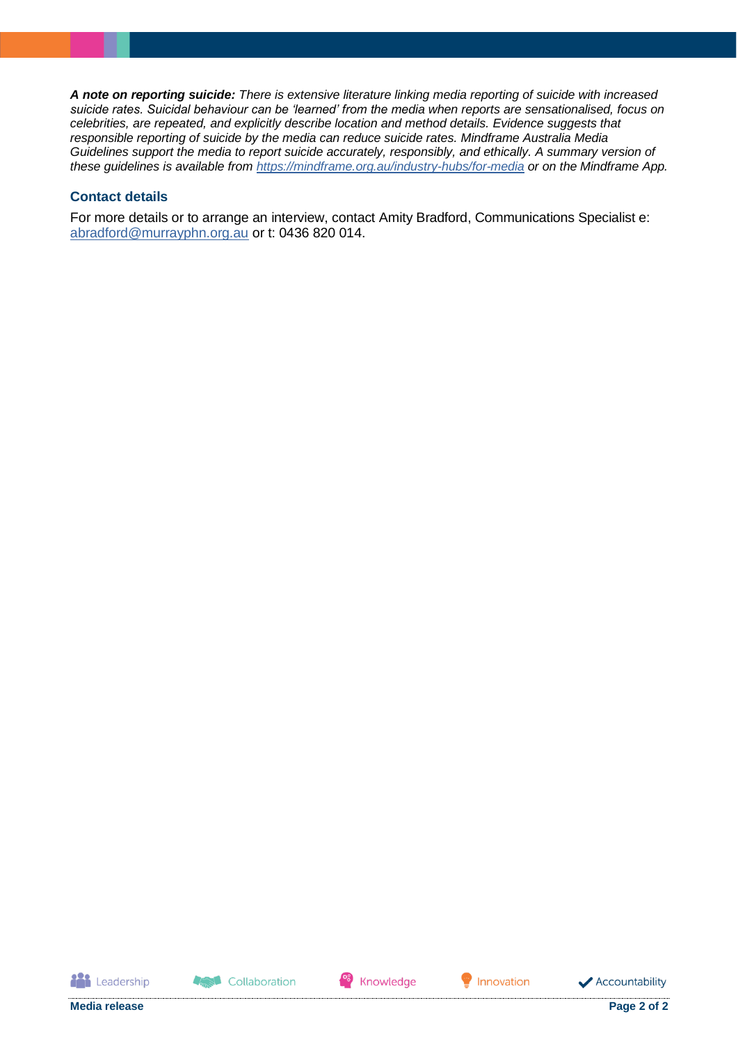***A note on reporting suicide:*** *There is extensive literature linking media reporting of suicide with increased suicide rates. Suicidal behaviour can be 'learned' from the media when reports are sensationalised, focus on celebrities, are repeated, and explicitly describe location and method details. Evidence suggests that responsible reporting of suicide by the media can reduce suicide rates. Mindframe Australia Media Guidelines support the media to report suicide accurately, responsibly, and ethically. A summary version of these guidelines is available from [https://mindframe.org.au/industry-hubs/for-media](https://mindframe.org.au/industry-hubs/for-media) or on the Mindframe App.*

## Contact details

For more details or to arrange an interview, contact Amity Bradford, Communications Specialist e: [abradford@murrayphn.org.au](mailto:abradford@murrayphn.org.au) or t: 0436 820 014.